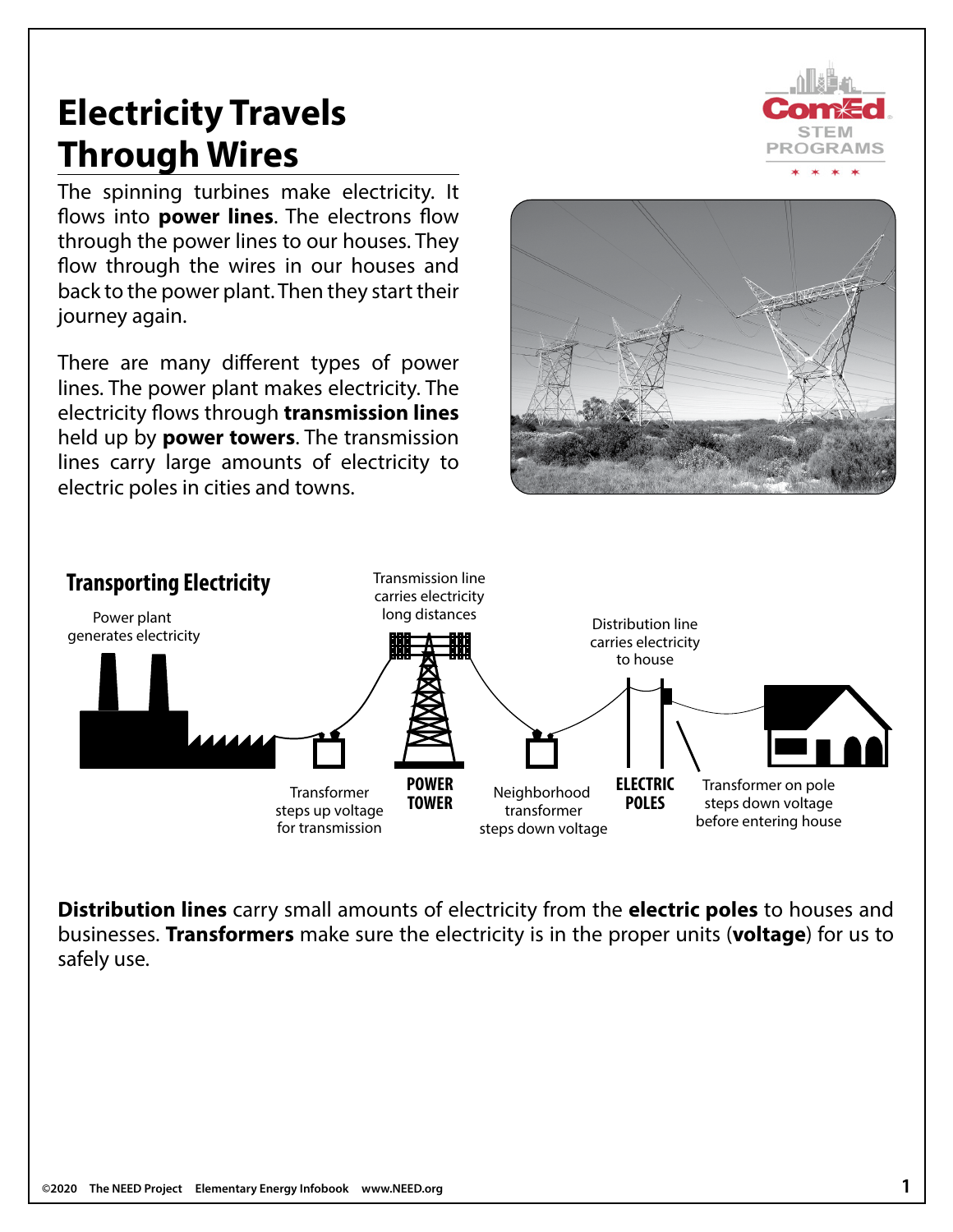# Electricity Travels Through Wires

The spinning turbines make electricity. It flows into **power lines**. The electrons flow through the power lines to our houses. They flow through the wires in our houses and back to the power plant. Then they start their journey again.

There are many different types of power lines. The power plant makes electricity. The electricity flows through **transmission lines** held up by **power towers**. The transmission lines carry large amounts of electricity to electric poles in cities and towns.

## Transporting Electricity

Power plant generates electricity

Transformer steps up voltage for transmission

Transmission line carries electricity long distances

**POWER TOWER**

Neighborhood transformer steps down voltage

Distribution line carries electricity to house

**ELECTRIC POLES**

Transformer on pole steps down voltage before entering house

**Distribution lines** carry small amounts of electricity from the **electric poles** to houses and businesses. **Transformers** make sure the electricity is in the proper units (**voltage**) for us to safely use.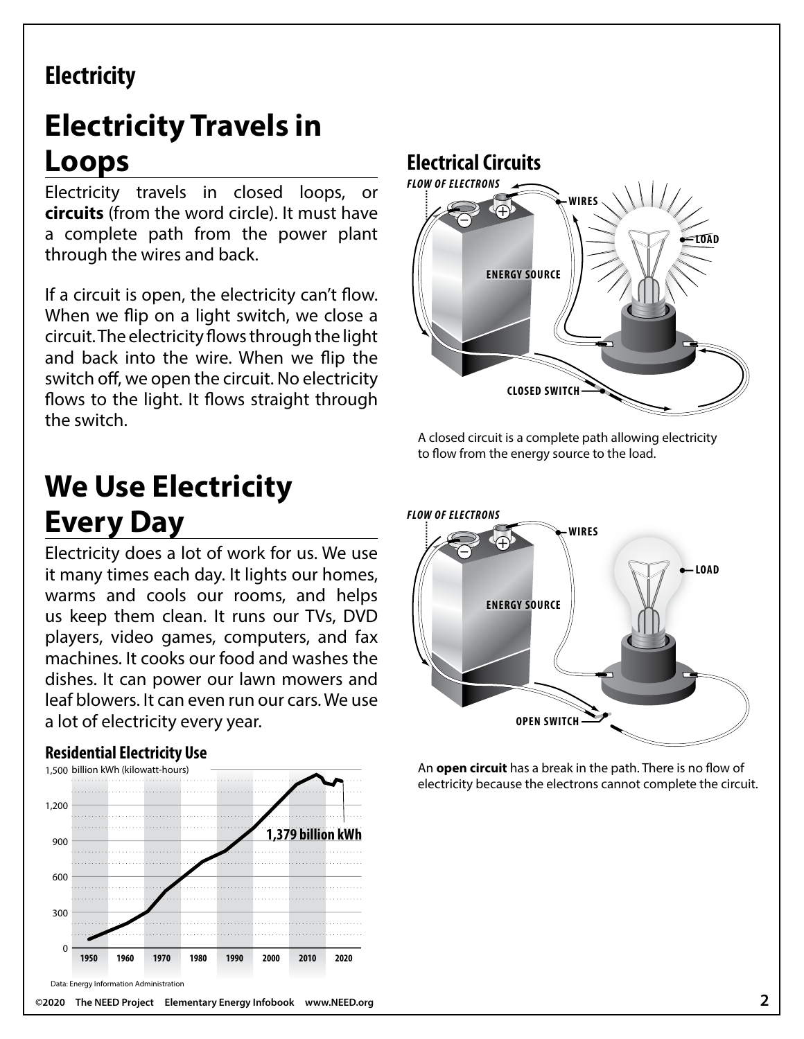# Electricity

## Electricity Travels in Loops

Electricity travels in closed loops, or **circuits** (from the word circle). It must have a complete path from the power plant through the wires and back.

If a circuit is open, the electricity can't flow. When we flip on a light switch, we close a circuit. The electricity flows through the light and back into the wire. When we flip the switch off, we open the circuit. No electricity flows to the light. It flows straight through the switch.

## We Use Electricity Every Day

Electricity does a lot of work for us. We use it many times each day. It lights our homes, warms and cools our rooms, and helps us keep them clean. It runs our TVs, DVD players, video games, computers, and fax machines. It cooks our food and washes the dishes. It can power our lawn mowers and leaf blowers. It can even run our cars. We use a lot of electricity every year.

### Residential Electricity Use

billion kWh (kilowatt-hours)

1,500
1,200
900
600
300
0

1950 1960 1970 1980 1990 2000 2010 2020

1,379 billion kWh

Data: Energy Information Administration

### Electrical Circuits

*FLOW OF ELECTRONS*
WIRES
LOAD
ENERGY SOURCE
CLOSED SWITCH

A closed circuit is a complete path allowing electricity to flow from the energy source to the load.

*FLOW OF ELECTRONS*
WIRES
LOAD
ENERGY SOURCE
OPEN SWITCH

An **open circuit** has a break in the path. There is no flow of electricity because the electrons cannot complete the circuit.